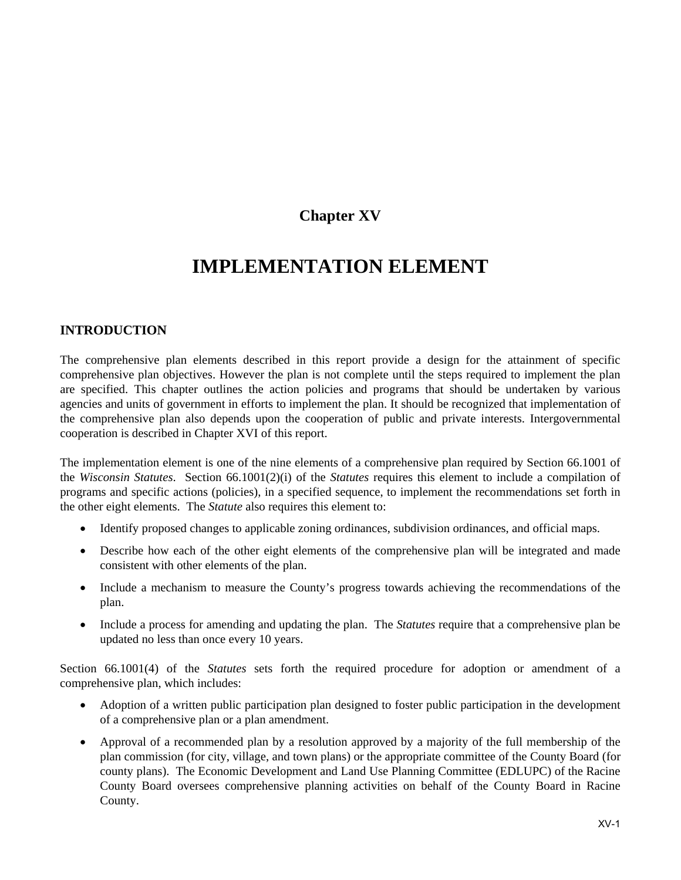# Chapter XV

# IMPLEMENTATION ELEMENT

## INTRODUCTION

The comprehensive plan elements described in this report provide a design for the attainment of specific comprehensive plan objectives. However the plan is not complete until the steps required to implement the plan are specified. This chapter outlines the action policies and programs that should be undertaken by various agencies and units of government in efforts to implement the plan. It should be recognized that implementation of the comprehensive plan also depends upon the cooperation of public and private interests. Intergovernmental cooperation is described in Chapter XVI of this report.

The implementation element is one of the nine elements of a comprehensive plan required by Section 66.1001 of the *Wisconsin Statutes*. Section 66.1001(2)(i) of the *Statutes* requires this element to include a compilation of programs and specific actions (policies), in a specified sequence, to implement the recommendations set forth in the other eight elements. The *Statute* also requires this element to:

- Identify proposed changes to applicable zoning ordinances, subdivision ordinances, and official maps.
- Describe how each of the other eight elements of the comprehensive plan will be integrated and made consistent with other elements of the plan.
- Include a mechanism to measure the County's progress towards achieving the recommendations of the plan.
- Include a process for amending and updating the plan. The *Statutes* require that a comprehensive plan be updated no less than once every 10 years.

Section 66.1001(4) of the *Statutes* sets forth the required procedure for adoption or amendment of a comprehensive plan, which includes:

- Adoption of a written public participation plan designed to foster public participation in the development of a comprehensive plan or a plan amendment.
- Approval of a recommended plan by a resolution approved by a majority of the full membership of the plan commission (for city, village, and town plans) or the appropriate committee of the County Board (for county plans). The Economic Development and Land Use Planning Committee (EDLUPC) of the Racine County Board oversees comprehensive planning activities on behalf of the County Board in Racine County.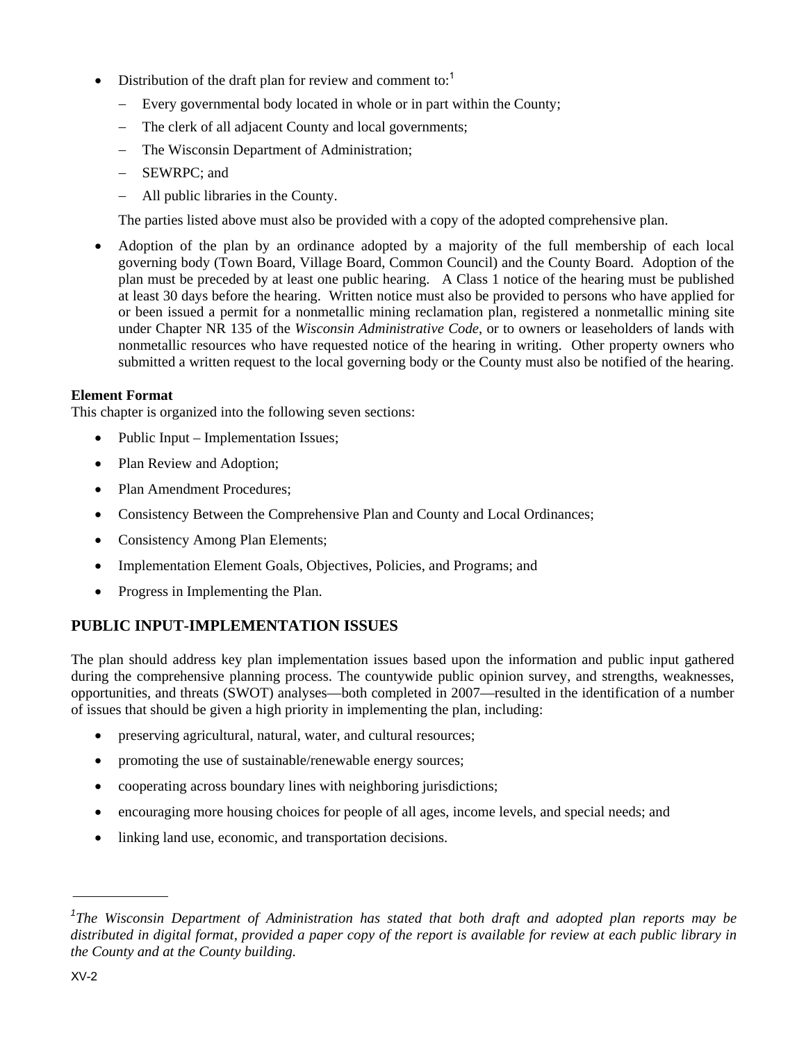- Distribution of the draft plan for review and comment to:[1]
  - Every governmental body located in whole or in part within the County;
  - The clerk of all adjacent County and local governments;
  - The Wisconsin Department of Administration;
  - SEWRPC; and
  - All public libraries in the County.

  The parties listed above must also be provided with a copy of the adopted comprehensive plan.

- Adoption of the plan by an ordinance adopted by a majority of the full membership of each local governing body (Town Board, Village Board, Common Council) and the County Board. Adoption of the plan must be preceded by at least one public hearing. A Class 1 notice of the hearing must be published at least 30 days before the hearing. Written notice must also be provided to persons who have applied for or been issued a permit for a nonmetallic mining reclamation plan, registered a nonmetallic mining site under Chapter NR 135 of the *Wisconsin Administrative Code*, or to owners or leaseholders of lands with nonmetallic resources who have requested notice of the hearing in writing. Other property owners who submitted a written request to the local governing body or the County must also be notified of the hearing.

**Element Format**

This chapter is organized into the following seven sections:

- Public Input – Implementation Issues;
- Plan Review and Adoption;
- Plan Amendment Procedures;
- Consistency Between the Comprehensive Plan and County and Local Ordinances;
- Consistency Among Plan Elements;
- Implementation Element Goals, Objectives, Policies, and Programs; and
- Progress in Implementing the Plan.

## PUBLIC INPUT-IMPLEMENTATION ISSUES

The plan should address key plan implementation issues based upon the information and public input gathered during the comprehensive planning process. The countywide public opinion survey, and strengths, weaknesses, opportunities, and threats (SWOT) analyses—both completed in 2007—resulted in the identification of a number of issues that should be given a high priority in implementing the plan, including:

- preserving agricultural, natural, water, and cultural resources;
- promoting the use of sustainable/renewable energy sources;
- cooperating across boundary lines with neighboring jurisdictions;
- encouraging more housing choices for people of all ages, income levels, and special needs; and
- linking land use, economic, and transportation decisions.

---

[1]*The Wisconsin Department of Administration has stated that both draft and adopted plan reports may be distributed in digital format, provided a paper copy of the report is available for review at each public library in the County and at the County building.*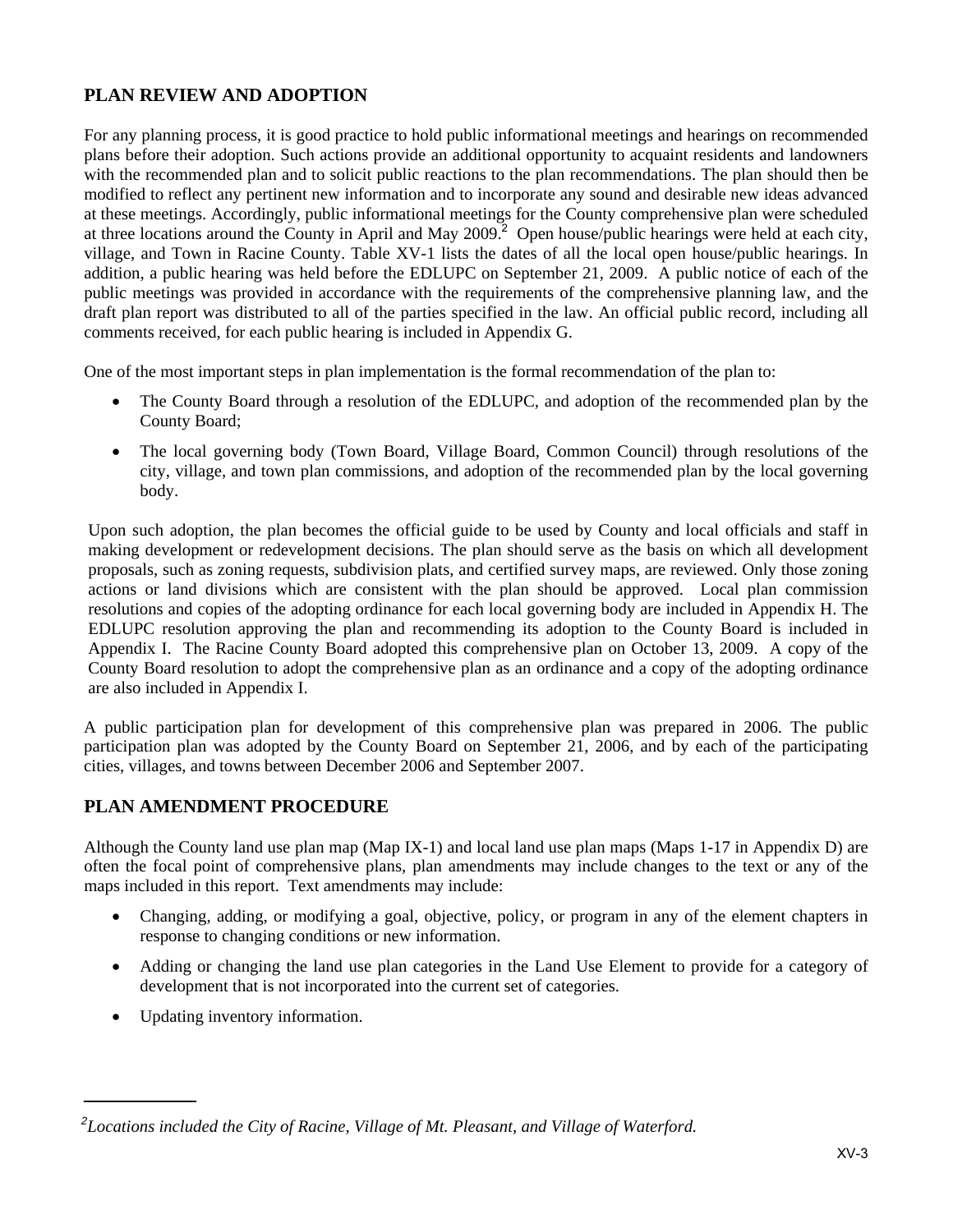## PLAN REVIEW AND ADOPTION

For any planning process, it is good practice to hold public informational meetings and hearings on recommended plans before their adoption. Such actions provide an additional opportunity to acquaint residents and landowners with the recommended plan and to solicit public reactions to the plan recommendations. The plan should then be modified to reflect any pertinent new information and to incorporate any sound and desirable new ideas advanced at these meetings. Accordingly, public informational meetings for the County comprehensive plan were scheduled at three locations around the County in April and May 2009.[2] Open house/public hearings were held at each city, village, and Town in Racine County. Table XV-1 lists the dates of all the local open house/public hearings. In addition, a public hearing was held before the EDLUPC on September 21, 2009. A public notice of each of the public meetings was provided in accordance with the requirements of the comprehensive planning law, and the draft plan report was distributed to all of the parties specified in the law. An official public record, including all comments received, for each public hearing is included in Appendix G.

One of the most important steps in plan implementation is the formal recommendation of the plan to:

- The County Board through a resolution of the EDLUPC, and adoption of the recommended plan by the County Board;
- The local governing body (Town Board, Village Board, Common Council) through resolutions of the city, village, and town plan commissions, and adoption of the recommended plan by the local governing body.

Upon such adoption, the plan becomes the official guide to be used by County and local officials and staff in making development or redevelopment decisions. The plan should serve as the basis on which all development proposals, such as zoning requests, subdivision plats, and certified survey maps, are reviewed. Only those zoning actions or land divisions which are consistent with the plan should be approved. Local plan commission resolutions and copies of the adopting ordinance for each local governing body are included in Appendix H. The EDLUPC resolution approving the plan and recommending its adoption to the County Board is included in Appendix I. The Racine County Board adopted this comprehensive plan on October 13, 2009. A copy of the County Board resolution to adopt the comprehensive plan as an ordinance and a copy of the adopting ordinance are also included in Appendix I.

A public participation plan for development of this comprehensive plan was prepared in 2006. The public participation plan was adopted by the County Board on September 21, 2006, and by each of the participating cities, villages, and towns between December 2006 and September 2007.

## PLAN AMENDMENT PROCEDURE

Although the County land use plan map (Map IX-1) and local land use plan maps (Maps 1-17 in Appendix D) are often the focal point of comprehensive plans, plan amendments may include changes to the text or any of the maps included in this report. Text amendments may include:

- Changing, adding, or modifying a goal, objective, policy, or program in any of the element chapters in response to changing conditions or new information.
- Adding or changing the land use plan categories in the Land Use Element to provide for a category of development that is not incorporated into the current set of categories.
- Updating inventory information.

---

[2] *Locations included the City of Racine, Village of Mt. Pleasant, and Village of Waterford.*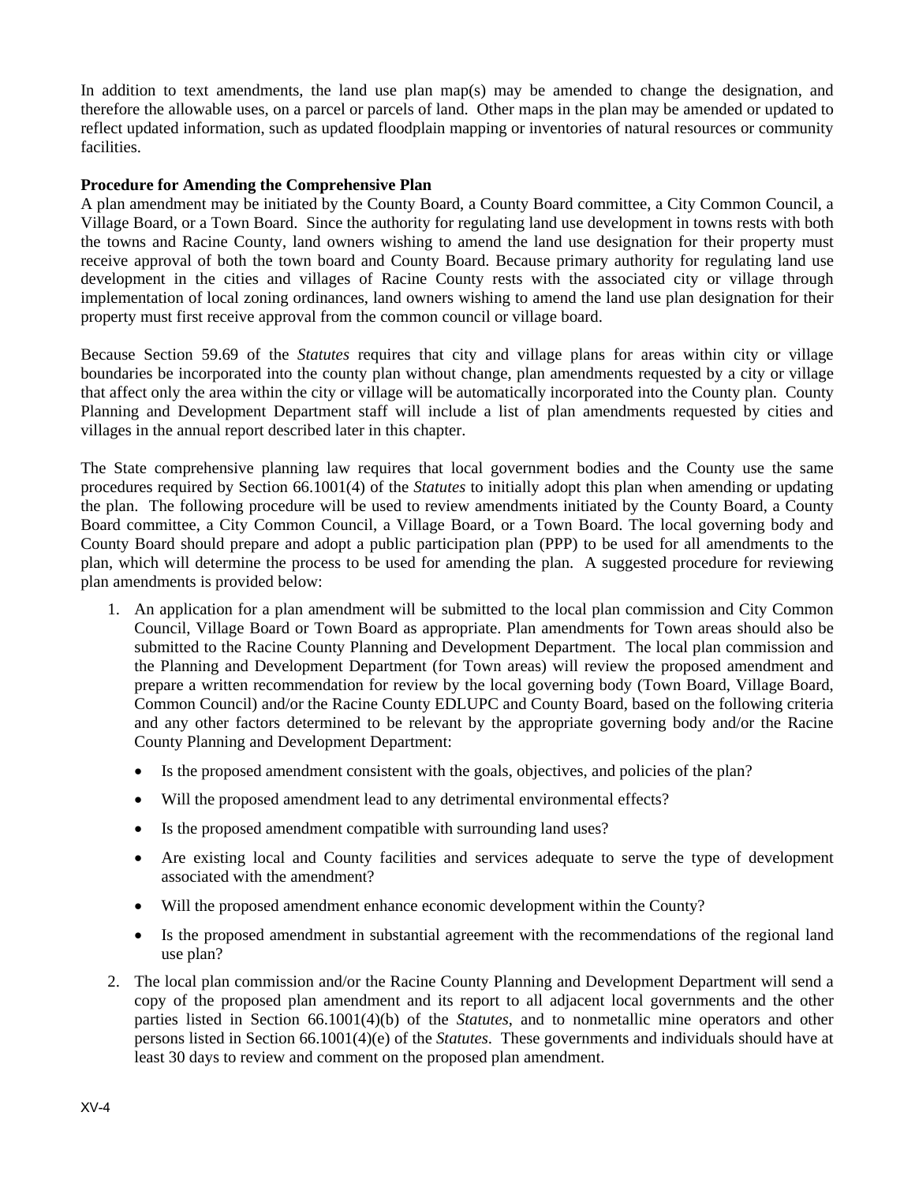In addition to text amendments, the land use plan map(s) may be amended to change the designation, and therefore the allowable uses, on a parcel or parcels of land. Other maps in the plan may be amended or updated to reflect updated information, such as updated floodplain mapping or inventories of natural resources or community facilities.

**Procedure for Amending the Comprehensive Plan**

A plan amendment may be initiated by the County Board, a County Board committee, a City Common Council, a Village Board, or a Town Board. Since the authority for regulating land use development in towns rests with both the towns and Racine County, land owners wishing to amend the land use designation for their property must receive approval of both the town board and County Board. Because primary authority for regulating land use development in the cities and villages of Racine County rests with the associated city or village through implementation of local zoning ordinances, land owners wishing to amend the land use plan designation for their property must first receive approval from the common council or village board.

Because Section 59.69 of the *Statutes* requires that city and village plans for areas within city or village boundaries be incorporated into the county plan without change, plan amendments requested by a city or village that affect only the area within the city or village will be automatically incorporated into the County plan. County Planning and Development Department staff will include a list of plan amendments requested by cities and villages in the annual report described later in this chapter.

The State comprehensive planning law requires that local government bodies and the County use the same procedures required by Section 66.1001(4) of the *Statutes* to initially adopt this plan when amending or updating the plan. The following procedure will be used to review amendments initiated by the County Board, a County Board committee, a City Common Council, a Village Board, or a Town Board. The local governing body and County Board should prepare and adopt a public participation plan (PPP) to be used for all amendments to the plan, which will determine the process to be used for amending the plan. A suggested procedure for reviewing plan amendments is provided below:

1. An application for a plan amendment will be submitted to the local plan commission and City Common Council, Village Board or Town Board as appropriate. Plan amendments for Town areas should also be submitted to the Racine County Planning and Development Department. The local plan commission and the Planning and Development Department (for Town areas) will review the proposed amendment and prepare a written recommendation for review by the local governing body (Town Board, Village Board, Common Council) and/or the Racine County EDLUPC and County Board, based on the following criteria and any other factors determined to be relevant by the appropriate governing body and/or the Racine County Planning and Development Department:

   - Is the proposed amendment consistent with the goals, objectives, and policies of the plan?
   - Will the proposed amendment lead to any detrimental environmental effects?
   - Is the proposed amendment compatible with surrounding land uses?
   - Are existing local and County facilities and services adequate to serve the type of development associated with the amendment?
   - Will the proposed amendment enhance economic development within the County?
   - Is the proposed amendment in substantial agreement with the recommendations of the regional land use plan?

2. The local plan commission and/or the Racine County Planning and Development Department will send a copy of the proposed plan amendment and its report to all adjacent local governments and the other parties listed in Section 66.1001(4)(b) of the *Statutes*, and to nonmetallic mine operators and other persons listed in Section 66.1001(4)(e) of the *Statutes*. These governments and individuals should have at least 30 days to review and comment on the proposed plan amendment.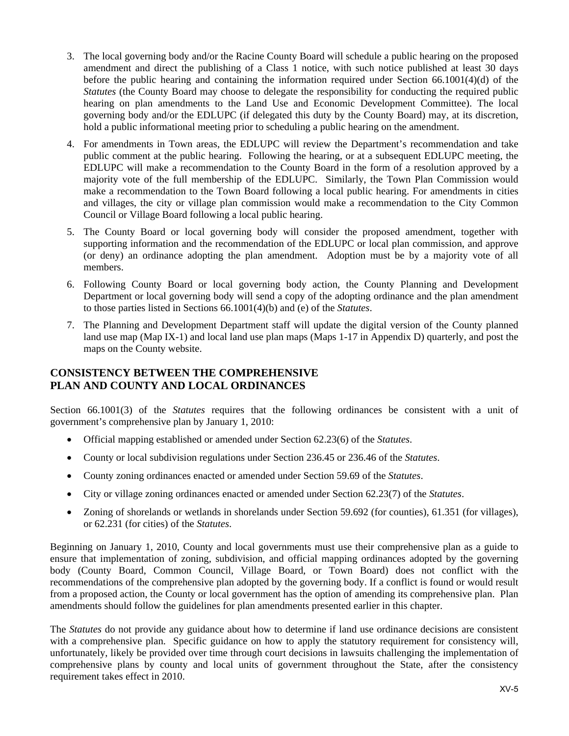3. The local governing body and/or the Racine County Board will schedule a public hearing on the proposed amendment and direct the publishing of a Class 1 notice, with such notice published at least 30 days before the public hearing and containing the information required under Section 66.1001(4)(d) of the *Statutes* (the County Board may choose to delegate the responsibility for conducting the required public hearing on plan amendments to the Land Use and Economic Development Committee). The local governing body and/or the EDLUPC (if delegated this duty by the County Board) may, at its discretion, hold a public informational meeting prior to scheduling a public hearing on the amendment.

4. For amendments in Town areas, the EDLUPC will review the Department's recommendation and take public comment at the public hearing. Following the hearing, or at a subsequent EDLUPC meeting, the EDLUPC will make a recommendation to the County Board in the form of a resolution approved by a majority vote of the full membership of the EDLUPC. Similarly, the Town Plan Commission would make a recommendation to the Town Board following a local public hearing. For amendments in cities and villages, the city or village plan commission would make a recommendation to the City Common Council or Village Board following a local public hearing.

5. The County Board or local governing body will consider the proposed amendment, together with supporting information and the recommendation of the EDLUPC or local plan commission, and approve (or deny) an ordinance adopting the plan amendment. Adoption must be by a majority vote of all members.

6. Following County Board or local governing body action, the County Planning and Development Department or local governing body will send a copy of the adopting ordinance and the plan amendment to those parties listed in Sections 66.1001(4)(b) and (e) of the *Statutes*.

7. The Planning and Development Department staff will update the digital version of the County planned land use map (Map IX-1) and local land use plan maps (Maps 1-17 in Appendix D) quarterly, and post the maps on the County website.

## CONSISTENCY BETWEEN THE COMPREHENSIVE PLAN AND COUNTY AND LOCAL ORDINANCES

Section 66.1001(3) of the *Statutes* requires that the following ordinances be consistent with a unit of government's comprehensive plan by January 1, 2010:

- Official mapping established or amended under Section 62.23(6) of the *Statutes*.
- County or local subdivision regulations under Section 236.45 or 236.46 of the *Statutes*.
- County zoning ordinances enacted or amended under Section 59.69 of the *Statutes*.
- City or village zoning ordinances enacted or amended under Section 62.23(7) of the *Statutes*.
- Zoning of shorelands or wetlands in shorelands under Section 59.692 (for counties), 61.351 (for villages), or 62.231 (for cities) of the *Statutes*.

Beginning on January 1, 2010, County and local governments must use their comprehensive plan as a guide to ensure that implementation of zoning, subdivision, and official mapping ordinances adopted by the governing body (County Board, Common Council, Village Board, or Town Board) does not conflict with the recommendations of the comprehensive plan adopted by the governing body. If a conflict is found or would result from a proposed action, the County or local government has the option of amending its comprehensive plan. Plan amendments should follow the guidelines for plan amendments presented earlier in this chapter.

The *Statutes* do not provide any guidance about how to determine if land use ordinance decisions are consistent with a comprehensive plan. Specific guidance on how to apply the statutory requirement for consistency will, unfortunately, likely be provided over time through court decisions in lawsuits challenging the implementation of comprehensive plans by county and local units of government throughout the State, after the consistency requirement takes effect in 2010.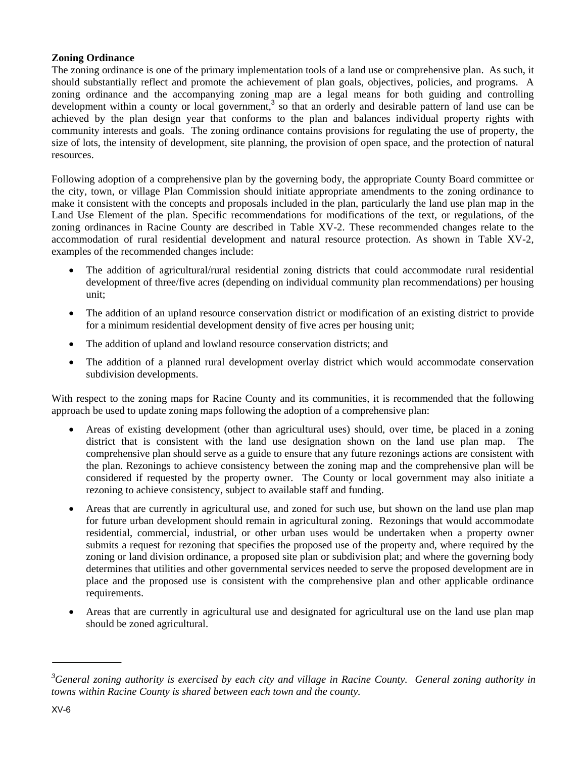**Zoning Ordinance**

The zoning ordinance is one of the primary implementation tools of a land use or comprehensive plan. As such, it should substantially reflect and promote the achievement of plan goals, objectives, policies, and programs. A zoning ordinance and the accompanying zoning map are a legal means for both guiding and controlling development within a county or local government,[3] so that an orderly and desirable pattern of land use can be achieved by the plan design year that conforms to the plan and balances individual property rights with community interests and goals. The zoning ordinance contains provisions for regulating the use of property, the size of lots, the intensity of development, site planning, the provision of open space, and the protection of natural resources.

Following adoption of a comprehensive plan by the governing body, the appropriate County Board committee or the city, town, or village Plan Commission should initiate appropriate amendments to the zoning ordinance to make it consistent with the concepts and proposals included in the plan, particularly the land use plan map in the Land Use Element of the plan. Specific recommendations for modifications of the text, or regulations, of the zoning ordinances in Racine County are described in Table XV-2. These recommended changes relate to the accommodation of rural residential development and natural resource protection. As shown in Table XV-2, examples of the recommended changes include:

- The addition of agricultural/rural residential zoning districts that could accommodate rural residential development of three/five acres (depending on individual community plan recommendations) per housing unit;
- The addition of an upland resource conservation district or modification of an existing district to provide for a minimum residential development density of five acres per housing unit;
- The addition of upland and lowland resource conservation districts; and
- The addition of a planned rural development overlay district which would accommodate conservation subdivision developments.

With respect to the zoning maps for Racine County and its communities, it is recommended that the following approach be used to update zoning maps following the adoption of a comprehensive plan:

- Areas of existing development (other than agricultural uses) should, over time, be placed in a zoning district that is consistent with the land use designation shown on the land use plan map. The comprehensive plan should serve as a guide to ensure that any future rezonings actions are consistent with the plan. Rezonings to achieve consistency between the zoning map and the comprehensive plan will be considered if requested by the property owner. The County or local government may also initiate a rezoning to achieve consistency, subject to available staff and funding.
- Areas that are currently in agricultural use, and zoned for such use, but shown on the land use plan map for future urban development should remain in agricultural zoning. Rezonings that would accommodate residential, commercial, industrial, or other urban uses would be undertaken when a property owner submits a request for rezoning that specifies the proposed use of the property and, where required by the zoning or land division ordinance, a proposed site plan or subdivision plat; and where the governing body determines that utilities and other governmental services needed to serve the proposed development are in place and the proposed use is consistent with the comprehensive plan and other applicable ordinance requirements.
- Areas that are currently in agricultural use and designated for agricultural use on the land use plan map should be zoned agricultural.

---

[3] *General zoning authority is exercised by each city and village in Racine County. General zoning authority in towns within Racine County is shared between each town and the county.*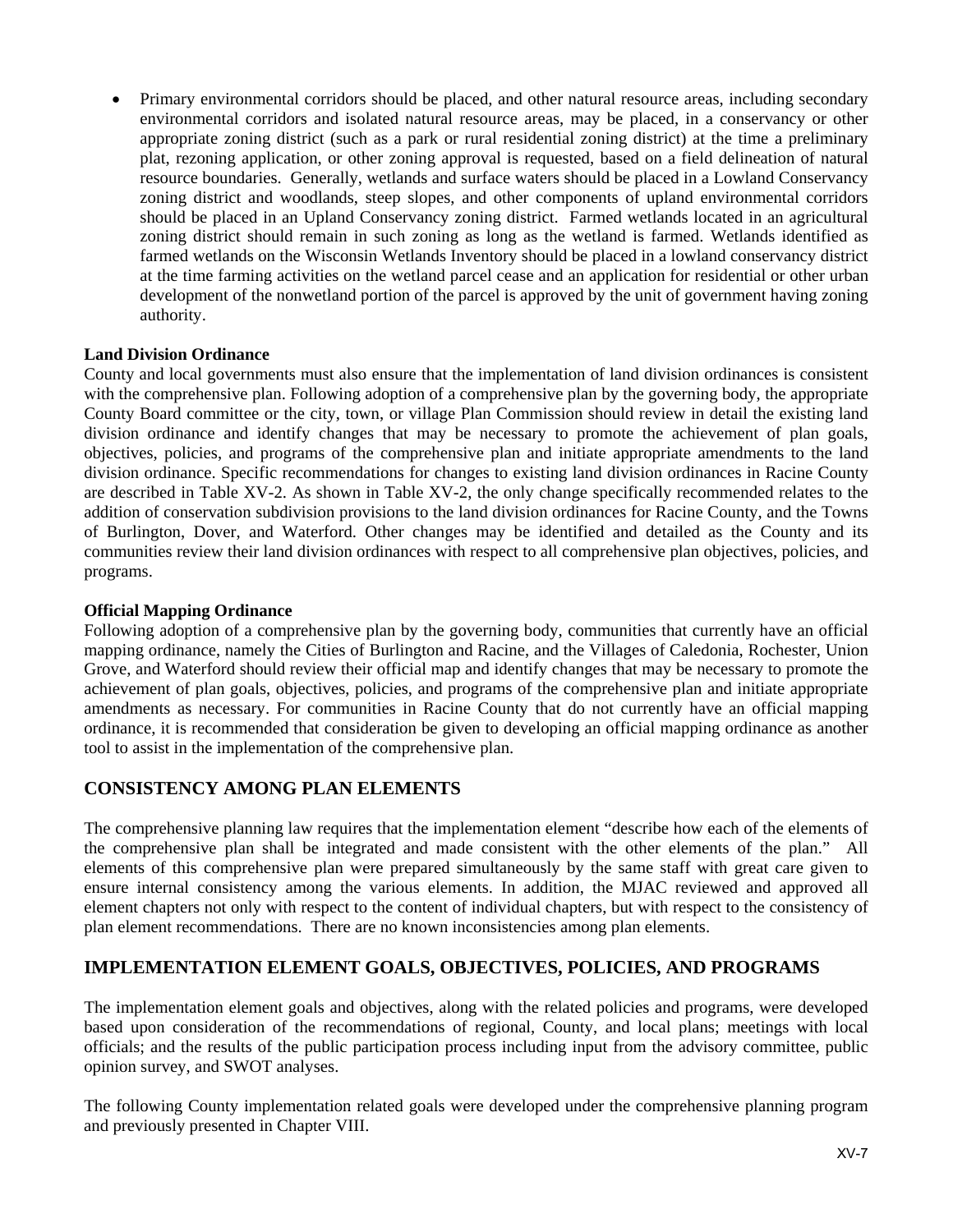- Primary environmental corridors should be placed, and other natural resource areas, including secondary environmental corridors and isolated natural resource areas, may be placed, in a conservancy or other appropriate zoning district (such as a park or rural residential zoning district) at the time a preliminary plat, rezoning application, or other zoning approval is requested, based on a field delineation of natural resource boundaries. Generally, wetlands and surface waters should be placed in a Lowland Conservancy zoning district and woodlands, steep slopes, and other components of upland environmental corridors should be placed in an Upland Conservancy zoning district. Farmed wetlands located in an agricultural zoning district should remain in such zoning as long as the wetland is farmed. Wetlands identified as farmed wetlands on the Wisconsin Wetlands Inventory should be placed in a lowland conservancy district at the time farming activities on the wetland parcel cease and an application for residential or other urban development of the nonwetland portion of the parcel is approved by the unit of government having zoning authority.

**Land Division Ordinance**

County and local governments must also ensure that the implementation of land division ordinances is consistent with the comprehensive plan. Following adoption of a comprehensive plan by the governing body, the appropriate County Board committee or the city, town, or village Plan Commission should review in detail the existing land division ordinance and identify changes that may be necessary to promote the achievement of plan goals, objectives, policies, and programs of the comprehensive plan and initiate appropriate amendments to the land division ordinance. Specific recommendations for changes to existing land division ordinances in Racine County are described in Table XV-2. As shown in Table XV-2, the only change specifically recommended relates to the addition of conservation subdivision provisions to the land division ordinances for Racine County, and the Towns of Burlington, Dover, and Waterford. Other changes may be identified and detailed as the County and its communities review their land division ordinances with respect to all comprehensive plan objectives, policies, and programs.

**Official Mapping Ordinance**

Following adoption of a comprehensive plan by the governing body, communities that currently have an official mapping ordinance, namely the Cities of Burlington and Racine, and the Villages of Caledonia, Rochester, Union Grove, and Waterford should review their official map and identify changes that may be necessary to promote the achievement of plan goals, objectives, policies, and programs of the comprehensive plan and initiate appropriate amendments as necessary. For communities in Racine County that do not currently have an official mapping ordinance, it is recommended that consideration be given to developing an official mapping ordinance as another tool to assist in the implementation of the comprehensive plan.

## CONSISTENCY AMONG PLAN ELEMENTS

The comprehensive planning law requires that the implementation element "describe how each of the elements of the comprehensive plan shall be integrated and made consistent with the other elements of the plan." All elements of this comprehensive plan were prepared simultaneously by the same staff with great care given to ensure internal consistency among the various elements. In addition, the MJAC reviewed and approved all element chapters not only with respect to the content of individual chapters, but with respect to the consistency of plan element recommendations. There are no known inconsistencies among plan elements.

## IMPLEMENTATION ELEMENT GOALS, OBJECTIVES, POLICIES, AND PROGRAMS

The implementation element goals and objectives, along with the related policies and programs, were developed based upon consideration of the recommendations of regional, County, and local plans; meetings with local officials; and the results of the public participation process including input from the advisory committee, public opinion survey, and SWOT analyses.

The following County implementation related goals were developed under the comprehensive planning program and previously presented in Chapter VIII.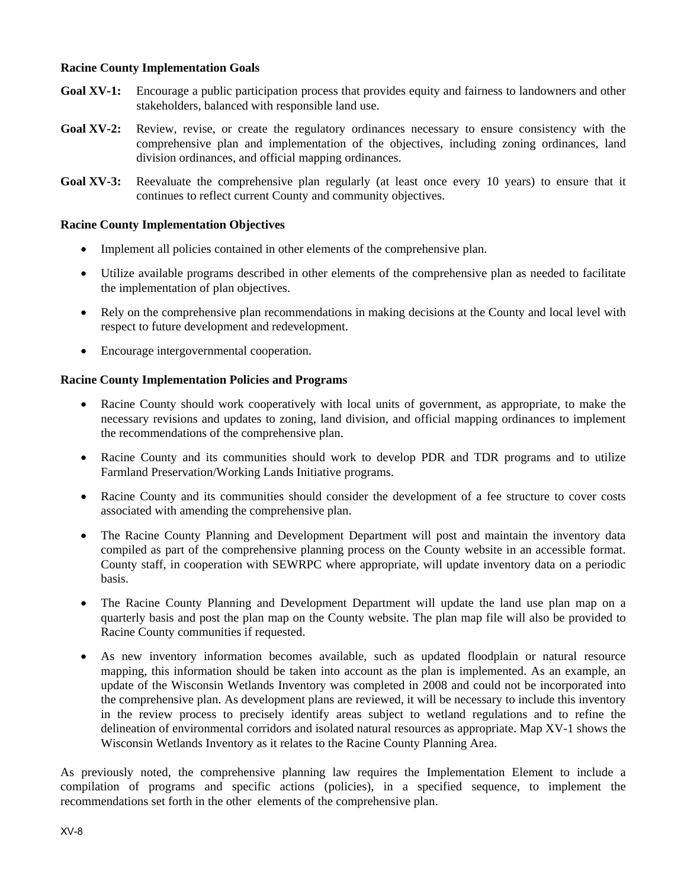**Racine County Implementation Goals**

**Goal XV-1:** Encourage a public participation process that provides equity and fairness to landowners and other stakeholders, balanced with responsible land use.

**Goal XV-2:** Review, revise, or create the regulatory ordinances necessary to ensure consistency with the comprehensive plan and implementation of the objectives, including zoning ordinances, land division ordinances, and official mapping ordinances.

**Goal XV-3:** Reevaluate the comprehensive plan regularly (at least once every 10 years) to ensure that it continues to reflect current County and community objectives.

**Racine County Implementation Objectives**

- Implement all policies contained in other elements of the comprehensive plan.
- Utilize available programs described in other elements of the comprehensive plan as needed to facilitate the implementation of plan objectives.
- Rely on the comprehensive plan recommendations in making decisions at the County and local level with respect to future development and redevelopment.
- Encourage intergovernmental cooperation.

**Racine County Implementation Policies and Programs**

- Racine County should work cooperatively with local units of government, as appropriate, to make the necessary revisions and updates to zoning, land division, and official mapping ordinances to implement the recommendations of the comprehensive plan.
- Racine County and its communities should work to develop PDR and TDR programs and to utilize Farmland Preservation/Working Lands Initiative programs.
- Racine County and its communities should consider the development of a fee structure to cover costs associated with amending the comprehensive plan.
- The Racine County Planning and Development Department will post and maintain the inventory data compiled as part of the comprehensive planning process on the County website in an accessible format. County staff, in cooperation with SEWRPC where appropriate, will update inventory data on a periodic basis.
- The Racine County Planning and Development Department will update the land use plan map on a quarterly basis and post the plan map on the County website. The plan map file will also be provided to Racine County communities if requested.
- As new inventory information becomes available, such as updated floodplain or natural resource mapping, this information should be taken into account as the plan is implemented. As an example, an update of the Wisconsin Wetlands Inventory was completed in 2008 and could not be incorporated into the comprehensive plan. As development plans are reviewed, it will be necessary to include this inventory in the review process to precisely identify areas subject to wetland regulations and to refine the delineation of environmental corridors and isolated natural resources as appropriate. Map XV-1 shows the Wisconsin Wetlands Inventory as it relates to the Racine County Planning Area.

As previously noted, the comprehensive planning law requires the Implementation Element to include a compilation of programs and specific actions (policies), in a specified sequence, to implement the recommendations set forth in the other elements of the comprehensive plan.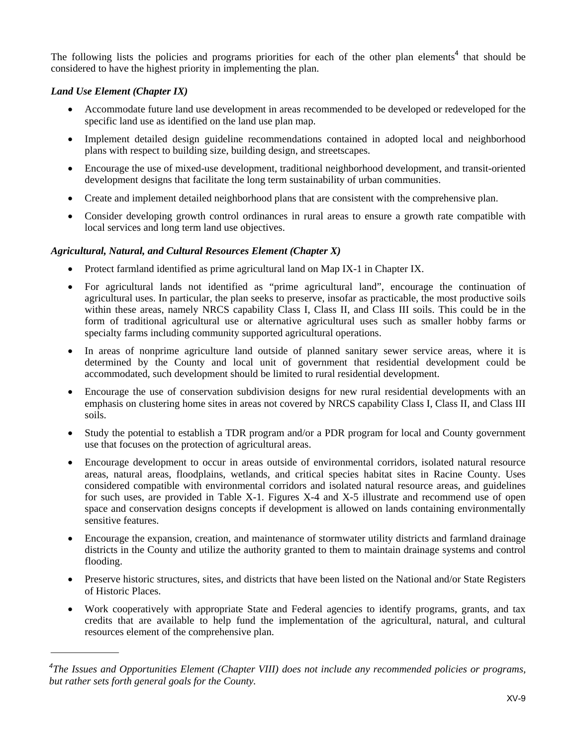The following lists the policies and programs priorities for each of the other plan elements[4] that should be considered to have the highest priority in implementing the plan.

***Land Use Element (Chapter IX)***

- Accommodate future land use development in areas recommended to be developed or redeveloped for the specific land use as identified on the land use plan map.
- Implement detailed design guideline recommendations contained in adopted local and neighborhood plans with respect to building size, building design, and streetscapes.
- Encourage the use of mixed-use development, traditional neighborhood development, and transit-oriented development designs that facilitate the long term sustainability of urban communities.
- Create and implement detailed neighborhood plans that are consistent with the comprehensive plan.
- Consider developing growth control ordinances in rural areas to ensure a growth rate compatible with local services and long term land use objectives.

***Agricultural, Natural, and Cultural Resources Element (Chapter X)***

- Protect farmland identified as prime agricultural land on Map IX-1 in Chapter IX.
- For agricultural lands not identified as "prime agricultural land", encourage the continuation of agricultural uses. In particular, the plan seeks to preserve, insofar as practicable, the most productive soils within these areas, namely NRCS capability Class I, Class II, and Class III soils. This could be in the form of traditional agricultural use or alternative agricultural uses such as smaller hobby farms or specialty farms including community supported agricultural operations.
- In areas of nonprime agriculture land outside of planned sanitary sewer service areas, where it is determined by the County and local unit of government that residential development could be accommodated, such development should be limited to rural residential development.
- Encourage the use of conservation subdivision designs for new rural residential developments with an emphasis on clustering home sites in areas not covered by NRCS capability Class I, Class II, and Class III soils.
- Study the potential to establish a TDR program and/or a PDR program for local and County government use that focuses on the protection of agricultural areas.
- Encourage development to occur in areas outside of environmental corridors, isolated natural resource areas, natural areas, floodplains, wetlands, and critical species habitat sites in Racine County. Uses considered compatible with environmental corridors and isolated natural resource areas, and guidelines for such uses, are provided in Table X-1. Figures X-4 and X-5 illustrate and recommend use of open space and conservation designs concepts if development is allowed on lands containing environmentally sensitive features.
- Encourage the expansion, creation, and maintenance of stormwater utility districts and farmland drainage districts in the County and utilize the authority granted to them to maintain drainage systems and control flooding.
- Preserve historic structures, sites, and districts that have been listed on the National and/or State Registers of Historic Places.
- Work cooperatively with appropriate State and Federal agencies to identify programs, grants, and tax credits that are available to help fund the implementation of the agricultural, natural, and cultural resources element of the comprehensive plan.

---

[4]*The Issues and Opportunities Element (Chapter VIII) does not include any recommended policies or programs, but rather sets forth general goals for the County.*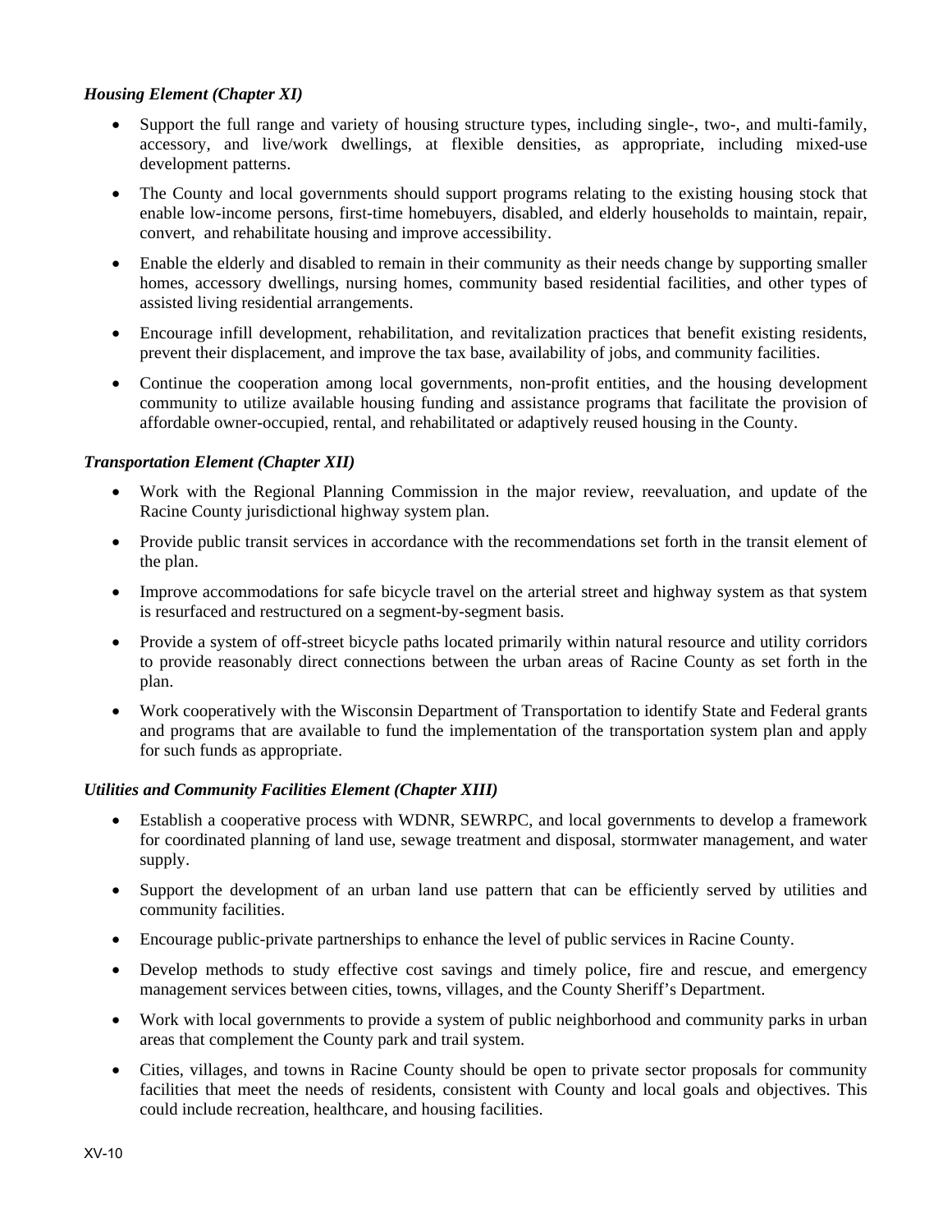***Housing Element (Chapter XI)***

- Support the full range and variety of housing structure types, including single-, two-, and multi-family, accessory, and live/work dwellings, at flexible densities, as appropriate, including mixed-use development patterns.
- The County and local governments should support programs relating to the existing housing stock that enable low-income persons, first-time homebuyers, disabled, and elderly households to maintain, repair, convert, and rehabilitate housing and improve accessibility.
- Enable the elderly and disabled to remain in their community as their needs change by supporting smaller homes, accessory dwellings, nursing homes, community based residential facilities, and other types of assisted living residential arrangements.
- Encourage infill development, rehabilitation, and revitalization practices that benefit existing residents, prevent their displacement, and improve the tax base, availability of jobs, and community facilities.
- Continue the cooperation among local governments, non-profit entities, and the housing development community to utilize available housing funding and assistance programs that facilitate the provision of affordable owner-occupied, rental, and rehabilitated or adaptively reused housing in the County.

***Transportation Element (Chapter XII)***

- Work with the Regional Planning Commission in the major review, reevaluation, and update of the Racine County jurisdictional highway system plan.
- Provide public transit services in accordance with the recommendations set forth in the transit element of the plan.
- Improve accommodations for safe bicycle travel on the arterial street and highway system as that system is resurfaced and restructured on a segment-by-segment basis.
- Provide a system of off-street bicycle paths located primarily within natural resource and utility corridors to provide reasonably direct connections between the urban areas of Racine County as set forth in the plan.
- Work cooperatively with the Wisconsin Department of Transportation to identify State and Federal grants and programs that are available to fund the implementation of the transportation system plan and apply for such funds as appropriate.

***Utilities and Community Facilities Element (Chapter XIII)***

- Establish a cooperative process with WDNR, SEWRPC, and local governments to develop a framework for coordinated planning of land use, sewage treatment and disposal, stormwater management, and water supply.
- Support the development of an urban land use pattern that can be efficiently served by utilities and community facilities.
- Encourage public-private partnerships to enhance the level of public services in Racine County.
- Develop methods to study effective cost savings and timely police, fire and rescue, and emergency management services between cities, towns, villages, and the County Sheriff's Department.
- Work with local governments to provide a system of public neighborhood and community parks in urban areas that complement the County park and trail system.
- Cities, villages, and towns in Racine County should be open to private sector proposals for community facilities that meet the needs of residents, consistent with County and local goals and objectives. This could include recreation, healthcare, and housing facilities.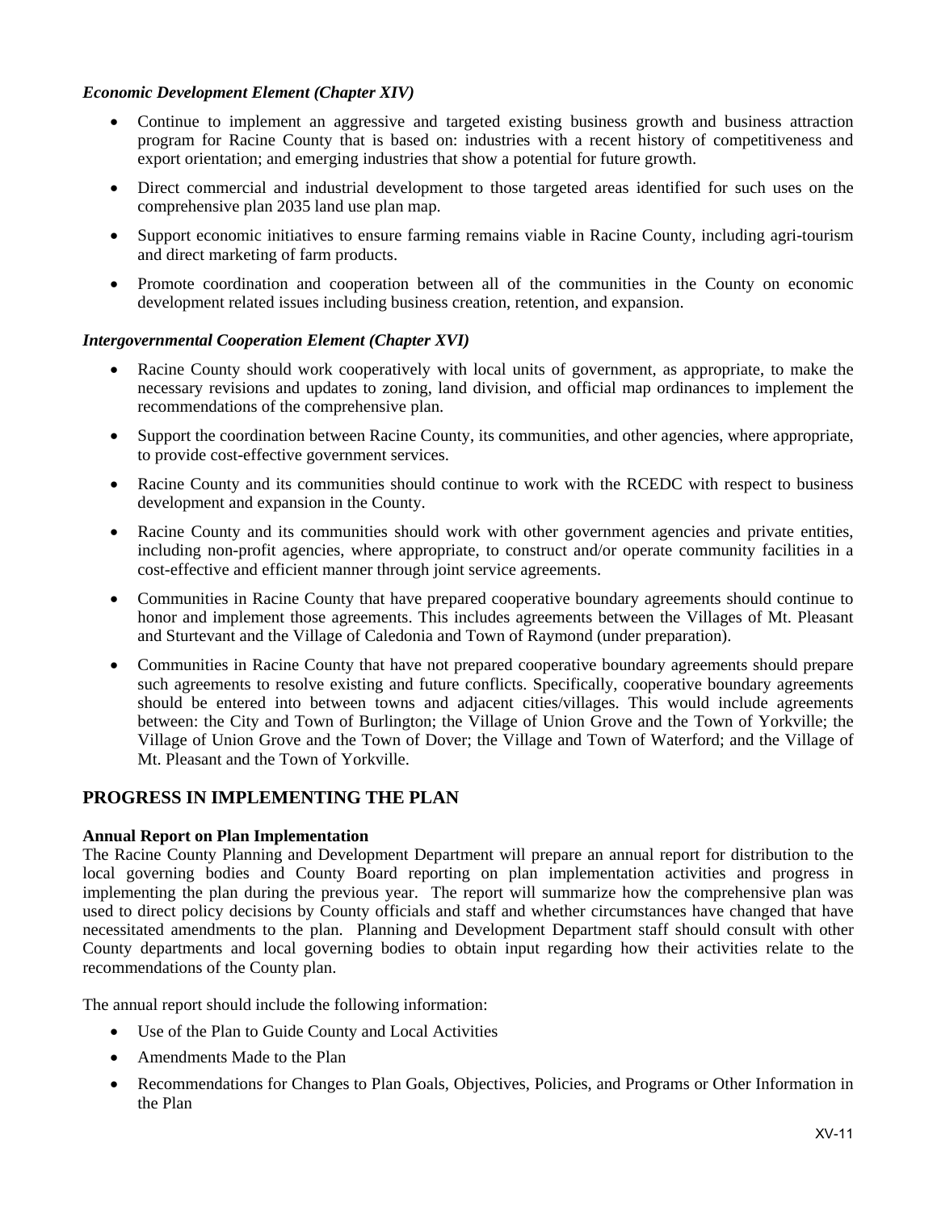*Economic Development Element (Chapter XIV)*

- Continue to implement an aggressive and targeted existing business growth and business attraction program for Racine County that is based on: industries with a recent history of competitiveness and export orientation; and emerging industries that show a potential for future growth.
- Direct commercial and industrial development to those targeted areas identified for such uses on the comprehensive plan 2035 land use plan map.
- Support economic initiatives to ensure farming remains viable in Racine County, including agri-tourism and direct marketing of farm products.
- Promote coordination and cooperation between all of the communities in the County on economic development related issues including business creation, retention, and expansion.

*Intergovernmental Cooperation Element (Chapter XVI)*

- Racine County should work cooperatively with local units of government, as appropriate, to make the necessary revisions and updates to zoning, land division, and official map ordinances to implement the recommendations of the comprehensive plan.
- Support the coordination between Racine County, its communities, and other agencies, where appropriate, to provide cost-effective government services.
- Racine County and its communities should continue to work with the RCEDC with respect to business development and expansion in the County.
- Racine County and its communities should work with other government agencies and private entities, including non-profit agencies, where appropriate, to construct and/or operate community facilities in a cost-effective and efficient manner through joint service agreements.
- Communities in Racine County that have prepared cooperative boundary agreements should continue to honor and implement those agreements. This includes agreements between the Villages of Mt. Pleasant and Sturtevant and the Village of Caledonia and Town of Raymond (under preparation).
- Communities in Racine County that have not prepared cooperative boundary agreements should prepare such agreements to resolve existing and future conflicts. Specifically, cooperative boundary agreements should be entered into between towns and adjacent cities/villages. This would include agreements between: the City and Town of Burlington; the Village of Union Grove and the Town of Yorkville; the Village of Union Grove and the Town of Dover; the Village and Town of Waterford; and the Village of Mt. Pleasant and the Town of Yorkville.

## PROGRESS IN IMPLEMENTING THE PLAN

**Annual Report on Plan Implementation**

The Racine County Planning and Development Department will prepare an annual report for distribution to the local governing bodies and County Board reporting on plan implementation activities and progress in implementing the plan during the previous year. The report will summarize how the comprehensive plan was used to direct policy decisions by County officials and staff and whether circumstances have changed that have necessitated amendments to the plan. Planning and Development Department staff should consult with other County departments and local governing bodies to obtain input regarding how their activities relate to the recommendations of the County plan.

The annual report should include the following information:

- Use of the Plan to Guide County and Local Activities
- Amendments Made to the Plan
- Recommendations for Changes to Plan Goals, Objectives, Policies, and Programs or Other Information in the Plan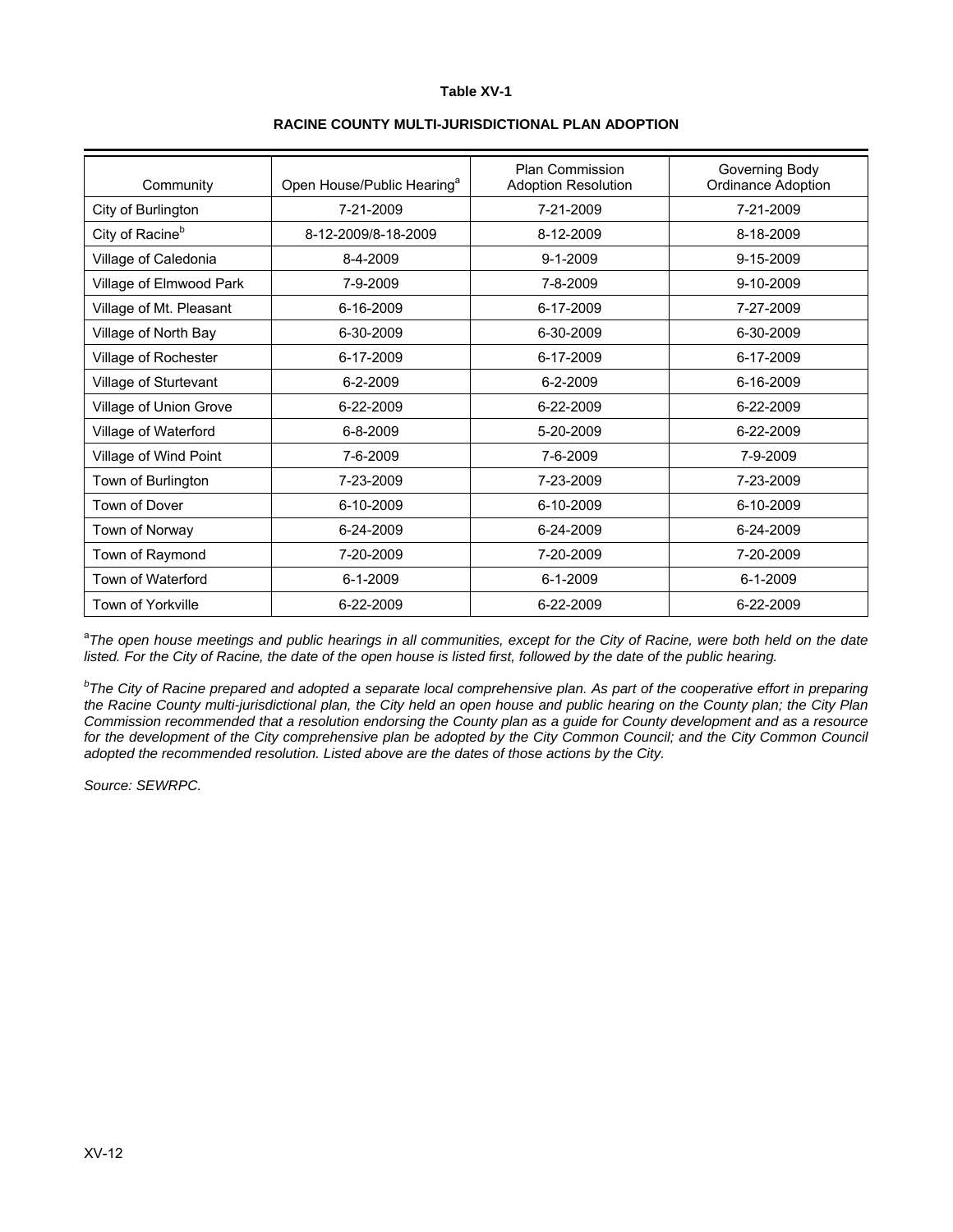**Table XV-1**

**RACINE COUNTY MULTI-JURISDICTIONAL PLAN ADOPTION**

| Community | Open House/Public Hearing[a] | Plan Commission Adoption Resolution | Governing Body Ordinance Adoption |
|---|---|---|---|
| City of Burlington | 7-21-2009 | 7-21-2009 | 7-21-2009 |
| City of Racine[b] | 8-12-2009/8-18-2009 | 8-12-2009 | 8-18-2009 |
| Village of Caledonia | 8-4-2009 | 9-1-2009 | 9-15-2009 |
| Village of Elmwood Park | 7-9-2009 | 7-8-2009 | 9-10-2009 |
| Village of Mt. Pleasant | 6-16-2009 | 6-17-2009 | 7-27-2009 |
| Village of North Bay | 6-30-2009 | 6-30-2009 | 6-30-2009 |
| Village of Rochester | 6-17-2009 | 6-17-2009 | 6-17-2009 |
| Village of Sturtevant | 6-2-2009 | 6-2-2009 | 6-16-2009 |
| Village of Union Grove | 6-22-2009 | 6-22-2009 | 6-22-2009 |
| Village of Waterford | 6-8-2009 | 5-20-2009 | 6-22-2009 |
| Village of Wind Point | 7-6-2009 | 7-6-2009 | 7-9-2009 |
| Town of Burlington | 7-23-2009 | 7-23-2009 | 7-23-2009 |
| Town of Dover | 6-10-2009 | 6-10-2009 | 6-10-2009 |
| Town of Norway | 6-24-2009 | 6-24-2009 | 6-24-2009 |
| Town of Raymond | 7-20-2009 | 7-20-2009 | 7-20-2009 |
| Town of Waterford | 6-1-2009 | 6-1-2009 | 6-1-2009 |
| Town of Yorkville | 6-22-2009 | 6-22-2009 | 6-22-2009 |

[a]*The open house meetings and public hearings in all communities, except for the City of Racine, were both held on the date listed. For the City of Racine, the date of the open house is listed first, followed by the date of the public hearing.*

[b]*The City of Racine prepared and adopted a separate local comprehensive plan. As part of the cooperative effort in preparing the Racine County multi-jurisdictional plan, the City held an open house and public hearing on the County plan; the City Plan Commission recommended that a resolution endorsing the County plan as a guide for County development and as a resource for the development of the City comprehensive plan be adopted by the City Common Council; and the City Common Council adopted the recommended resolution. Listed above are the dates of those actions by the City.*

*Source: SEWRPC.*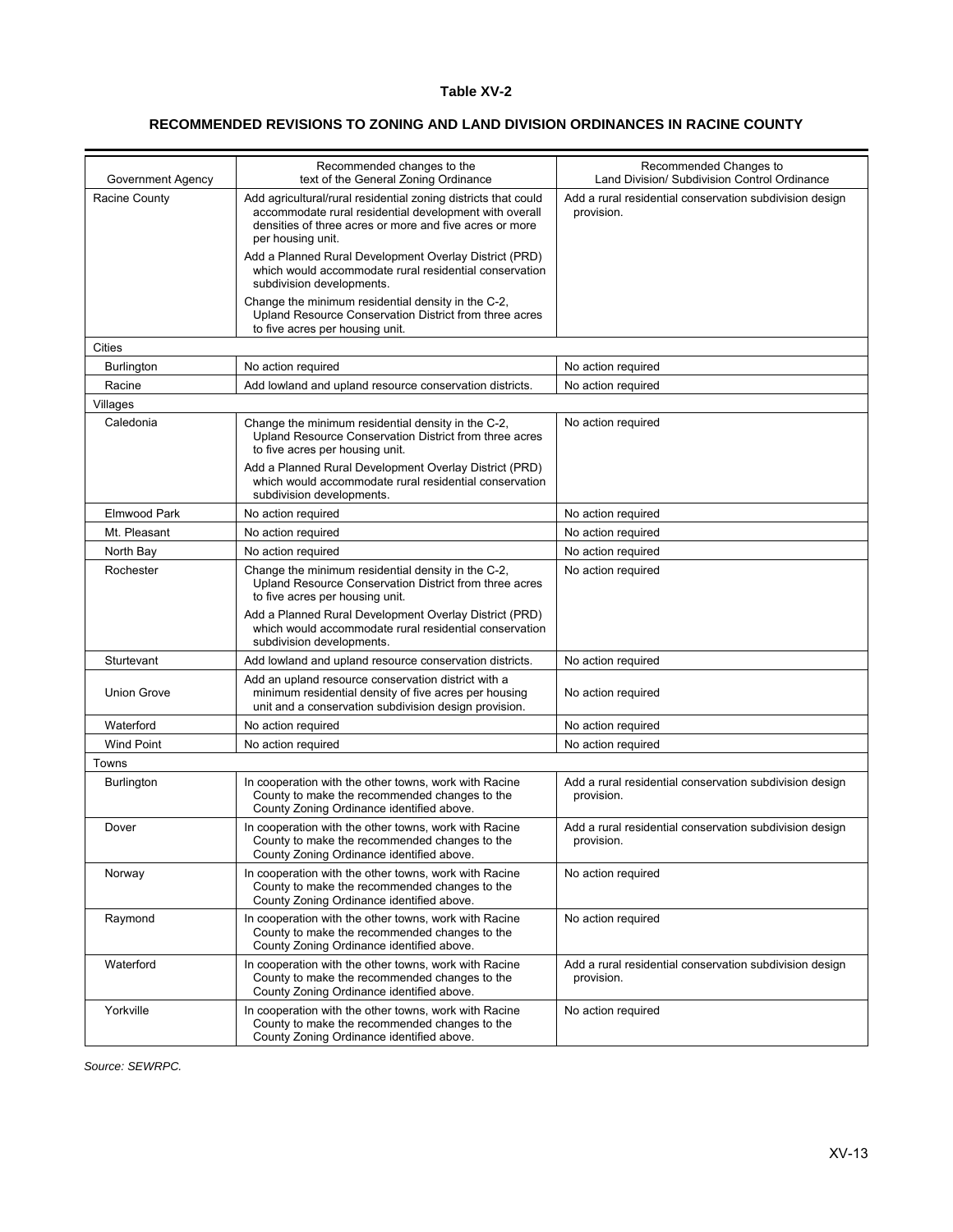**Table XV-2**

**RECOMMENDED REVISIONS TO ZONING AND LAND DIVISION ORDINANCES IN RACINE COUNTY**

| Government Agency | Recommended changes to the text of the General Zoning Ordinance | Recommended Changes to Land Division/ Subdivision Control Ordinance |
|---|---|---|
| Racine County | Add agricultural/rural residential zoning districts that could accommodate rural residential development with overall densities of three acres or more and five acres or more per housing unit.<br><br>Add a Planned Rural Development Overlay District (PRD) which would accommodate rural residential conservation subdivision developments.<br><br>Change the minimum residential density in the C-2, Upland Resource Conservation District from three acres to five acres per housing unit. | Add a rural residential conservation subdivision design provision. |
| Cities | | |
| Burlington | No action required | No action required |
| Racine | Add lowland and upland resource conservation districts. | No action required |
| Villages | | |
| Caledonia | Change the minimum residential density in the C-2, Upland Resource Conservation District from three acres to five acres per housing unit.<br><br>Add a Planned Rural Development Overlay District (PRD) which would accommodate rural residential conservation subdivision developments. | No action required |
| Elmwood Park | No action required | No action required |
| Mt. Pleasant | No action required | No action required |
| North Bay | No action required | No action required |
| Rochester | Change the minimum residential density in the C-2, Upland Resource Conservation District from three acres to five acres per housing unit.<br><br>Add a Planned Rural Development Overlay District (PRD) which would accommodate rural residential conservation subdivision developments. | No action required |
| Sturtevant | Add lowland and upland resource conservation districts. | No action required |
| Union Grove | Add an upland resource conservation district with a minimum residential density of five acres per housing unit and a conservation subdivision design provision. | No action required |
| Waterford | No action required | No action required |
| Wind Point | No action required | No action required |
| Towns | | |
| Burlington | In cooperation with the other towns, work with Racine County to make the recommended changes to the County Zoning Ordinance identified above. | Add a rural residential conservation subdivision design provision. |
| Dover | In cooperation with the other towns, work with Racine County to make the recommended changes to the County Zoning Ordinance identified above. | Add a rural residential conservation subdivision design provision. |
| Norway | In cooperation with the other towns, work with Racine County to make the recommended changes to the County Zoning Ordinance identified above. | No action required |
| Raymond | In cooperation with the other towns, work with Racine County to make the recommended changes to the County Zoning Ordinance identified above. | No action required |
| Waterford | In cooperation with the other towns, work with Racine County to make the recommended changes to the County Zoning Ordinance identified above. | Add a rural residential conservation subdivision design provision. |
| Yorkville | In cooperation with the other towns, work with Racine County to make the recommended changes to the County Zoning Ordinance identified above. | No action required |

*Source: SEWRPC.*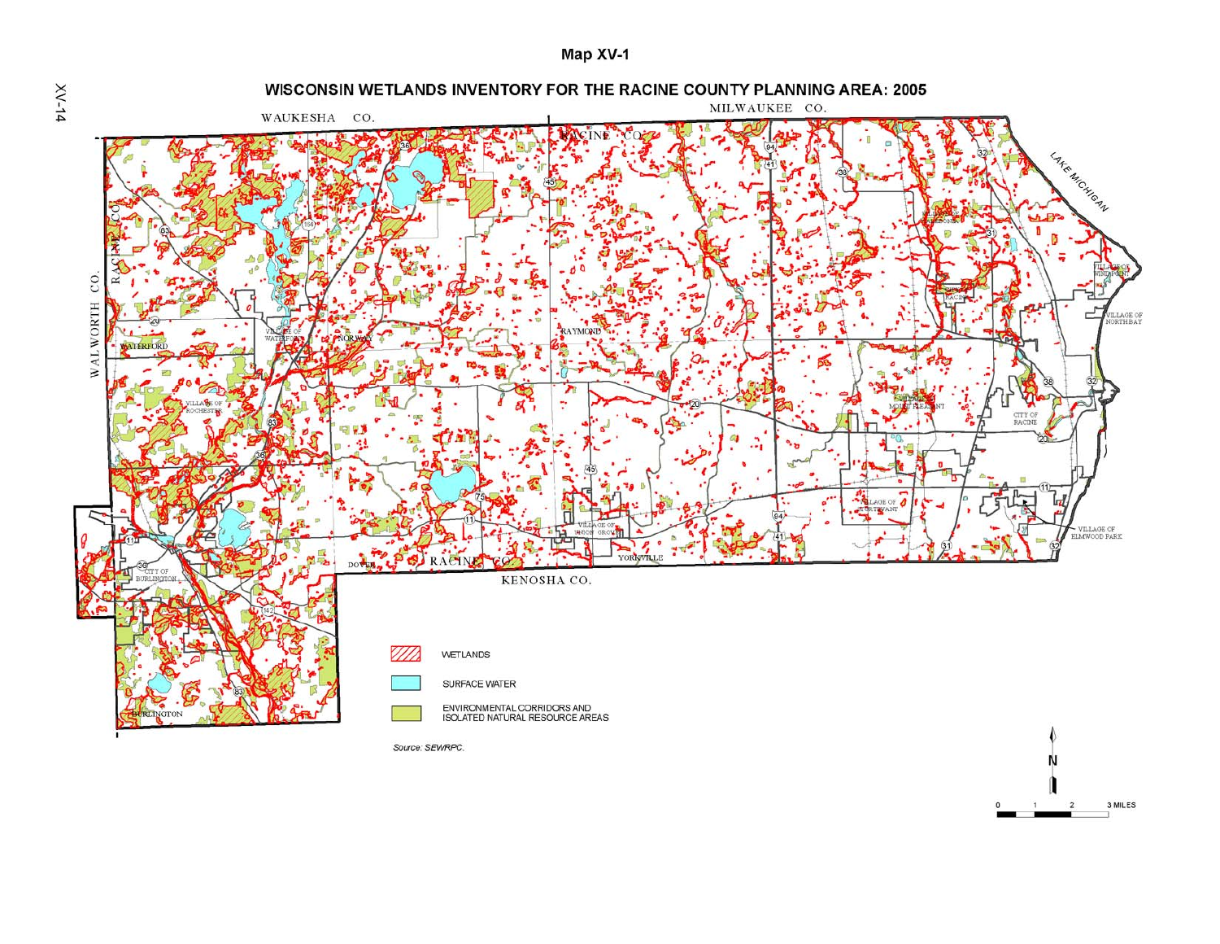Map XV-1

WISCONSIN WETLANDS INVENTORY FOR THE RACINE COUNTY PLANNING AREA: 2005

WAUKESHA CO.

MILWAUKEE CO.

RACINE CO.

LAKE MICHIGAN

WALWORTH CO.

KENOSHA CO.

WATERFORD

VILLAGE OF WATERFORD

NORWAY

RAYMOND

VILLAGE OF ROCHESTER

VILLAGE OF CALEDONIA

CITY OF RACINE

VILLAGE OF WIND POINT

VILLAGE OF NORTH BAY

VILLAGE OF MOUNT PLEASANT

VILLAGE OF STURTEVANT

VILLAGE OF ELMWOOD PARK

VILLAGE OF UNION GROVE

YORKVILLE

DOVER

CITY OF BURLINGTON

BURLINGTON

WETLANDS

SURFACE WATER

ENVIRONMENTAL CORRIDORS AND ISOLATED NATURAL RESOURCE AREAS

Source: SEWRPC.

N

0 1 2 3 MILES